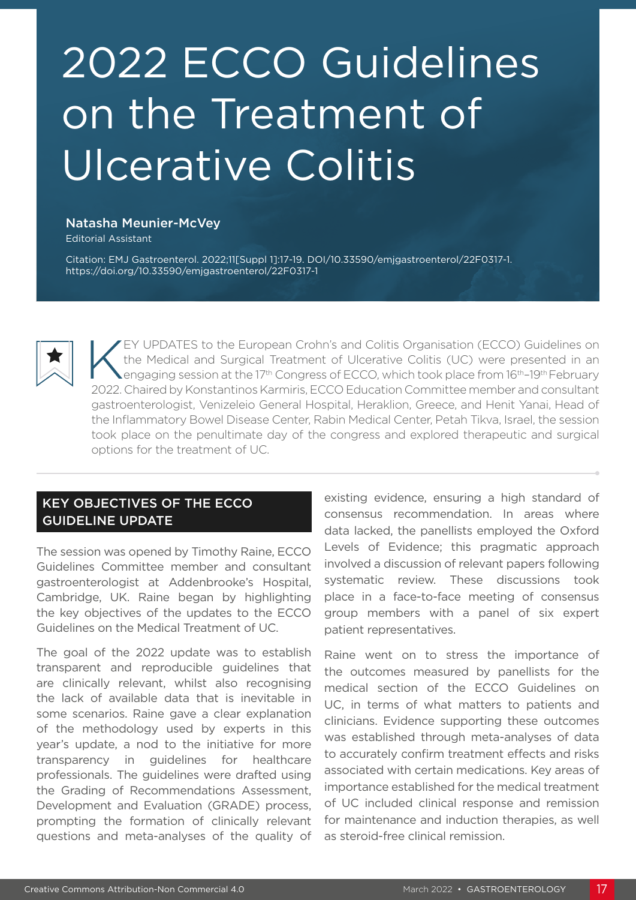# 2022 ECCO Guidelines on the Treatment of Ulcerative Colitis

**Natasha Meunier-McVey**
Editorial Assistant

Citation: EMJ Gastroenterol. 2022;11[Suppl 1]:17-19. DOI/10.33590/emjgastroenterol/22F0317-1. https://doi.org/10.33590/emjgastroenterol/22F0317-1

KEY UPDATES to the European Crohn's and Colitis Organisation (ECCO) Guidelines on the Medical and Surgical Treatment of Ulcerative Colitis (UC) were presented in an engaging session at the 17th Congress of ECCO, which took place from 16th–19th February 2022. Chaired by Konstantinos Karmiris, ECCO Education Committee member and consultant gastroenterologist, Venizeleio General Hospital, Heraklion, Greece, and Henit Yanai, Head of the Inflammatory Bowel Disease Center, Rabin Medical Center, Petah Tikva, Israel, the session took place on the penultimate day of the congress and explored therapeutic and surgical options for the treatment of UC.

## KEY OBJECTIVES OF THE ECCO GUIDELINE UPDATE

The session was opened by Timothy Raine, ECCO Guidelines Committee member and consultant gastroenterologist at Addenbrooke's Hospital, Cambridge, UK. Raine began by highlighting the key objectives of the updates to the ECCO Guidelines on the Medical Treatment of UC.

The goal of the 2022 update was to establish transparent and reproducible guidelines that are clinically relevant, whilst also recognising the lack of available data that is inevitable in some scenarios. Raine gave a clear explanation of the methodology used by experts in this year's update, a nod to the initiative for more transparency in guidelines for healthcare professionals. The guidelines were drafted using the Grading of Recommendations Assessment, Development and Evaluation (GRADE) process, prompting the formation of clinically relevant questions and meta-analyses of the quality of existing evidence, ensuring a high standard of consensus recommendation. In areas where data lacked, the panellists employed the Oxford Levels of Evidence; this pragmatic approach involved a discussion of relevant papers following systematic review. These discussions took place in a face-to-face meeting of consensus group members with a panel of six expert patient representatives.

Raine went on to stress the importance of the outcomes measured by panellists for the medical section of the ECCO Guidelines on UC, in terms of what matters to patients and clinicians. Evidence supporting these outcomes was established through meta-analyses of data to accurately confirm treatment effects and risks associated with certain medications. Key areas of importance established for the medical treatment of UC included clinical response and remission for maintenance and induction therapies, as well as steroid-free clinical remission.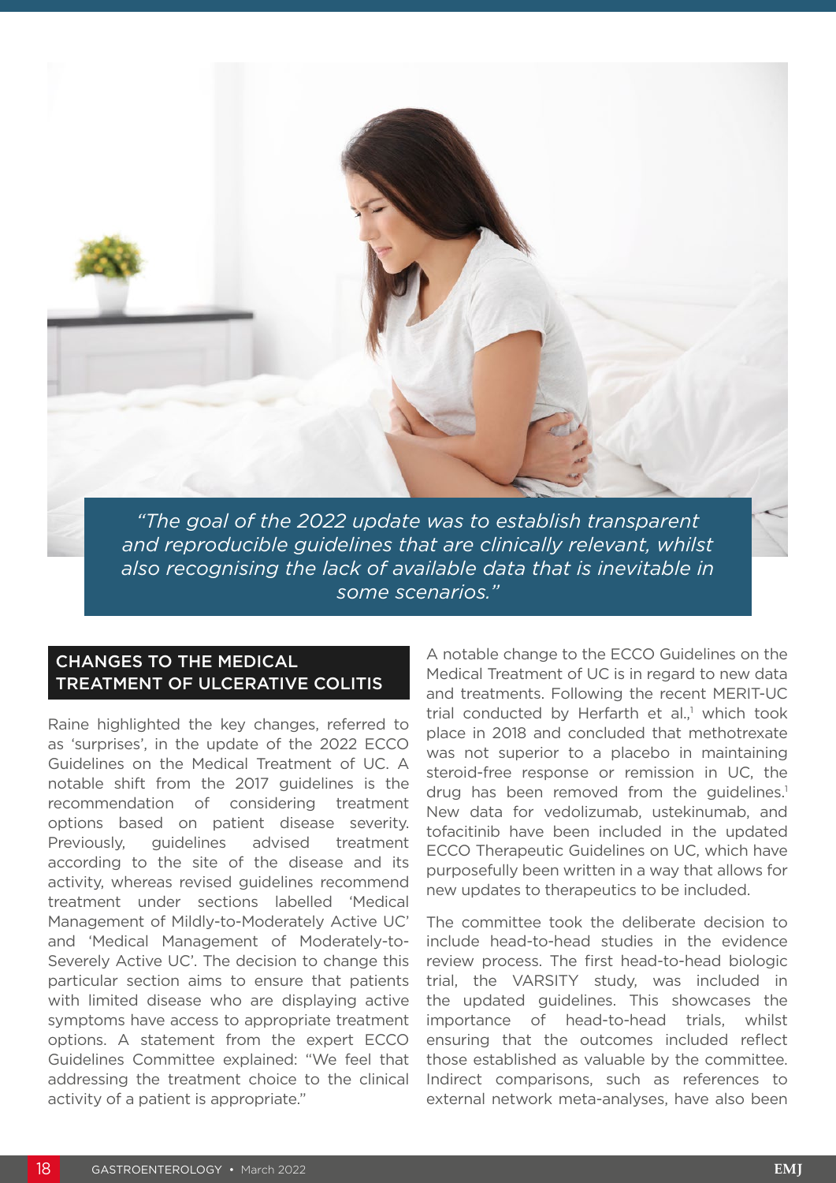> *"The goal of the 2022 update was to establish transparent and reproducible guidelines that are clinically relevant, whilst also recognising the lack of available data that is inevitable in some scenarios."*

## CHANGES TO THE MEDICAL TREATMENT OF ULCERATIVE COLITIS

Raine highlighted the key changes, referred to as 'surprises', in the update of the 2022 ECCO Guidelines on the Medical Treatment of UC. A notable shift from the 2017 guidelines is the recommendation of considering treatment options based on patient disease severity. Previously, guidelines advised treatment according to the site of the disease and its activity, whereas revised guidelines recommend treatment under sections labelled 'Medical Management of Mildly-to-Moderately Active UC' and 'Medical Management of Moderately-to-Severely Active UC'. The decision to change this particular section aims to ensure that patients with limited disease who are displaying active symptoms have access to appropriate treatment options. A statement from the expert ECCO Guidelines Committee explained: "We feel that addressing the treatment choice to the clinical activity of a patient is appropriate."

A notable change to the ECCO Guidelines on the Medical Treatment of UC is in regard to new data and treatments. Following the recent MERIT-UC trial conducted by Herfarth et al.,[1] which took place in 2018 and concluded that methotrexate was not superior to a placebo in maintaining steroid-free response or remission in UC, the drug has been removed from the guidelines.[1] New data for vedolizumab, ustekinumab, and tofacitinib have been included in the updated ECCO Therapeutic Guidelines on UC, which have purposefully been written in a way that allows for new updates to therapeutics to be included.

The committee took the deliberate decision to include head-to-head studies in the evidence review process. The first head-to-head biologic trial, the VARSITY study, was included in the updated guidelines. This showcases the importance of head-to-head trials, whilst ensuring that the outcomes included reflect those established as valuable by the committee. Indirect comparisons, such as references to external network meta-analyses, have also been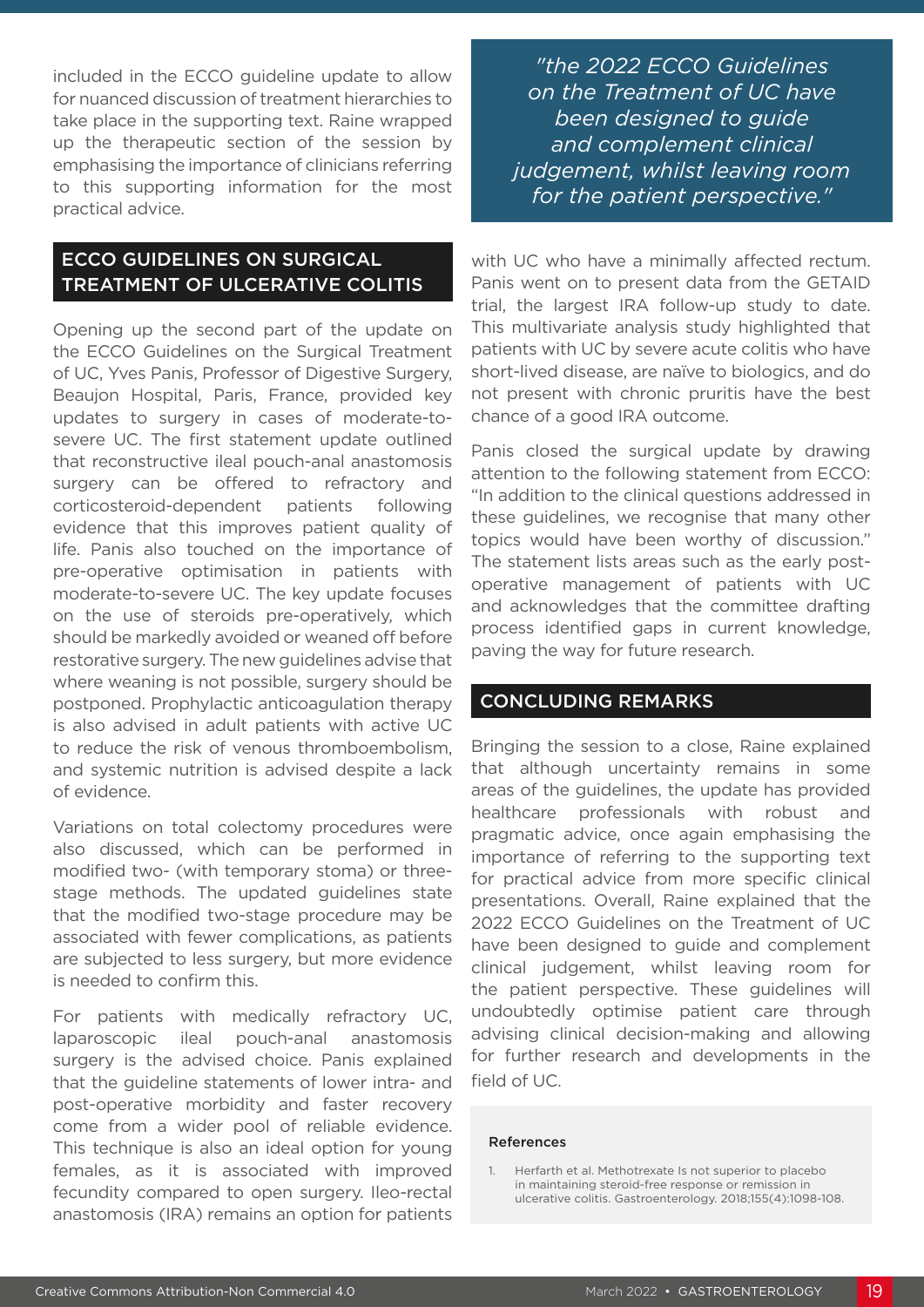included in the ECCO guideline update to allow for nuanced discussion of treatment hierarchies to take place in the supporting text. Raine wrapped up the therapeutic section of the session by emphasising the importance of clinicians referring to this supporting information for the most practical advice.

## ECCO GUIDELINES ON SURGICAL TREATMENT OF ULCERATIVE COLITIS

Opening up the second part of the update on the ECCO Guidelines on the Surgical Treatment of UC, Yves Panis, Professor of Digestive Surgery, Beaujon Hospital, Paris, France, provided key updates to surgery in cases of moderate-to-severe UC. The first statement update outlined that reconstructive ileal pouch-anal anastomosis surgery can be offered to refractory and corticosteroid-dependent patients following evidence that this improves patient quality of life. Panis also touched on the importance of pre-operative optimisation in patients with moderate-to-severe UC. The key update focuses on the use of steroids pre-operatively, which should be markedly avoided or weaned off before restorative surgery. The new guidelines advise that where weaning is not possible, surgery should be postponed. Prophylactic anticoagulation therapy is also advised in adult patients with active UC to reduce the risk of venous thromboembolism, and systemic nutrition is advised despite a lack of evidence.

Variations on total colectomy procedures were also discussed, which can be performed in modified two- (with temporary stoma) or three-stage methods. The updated guidelines state that the modified two-stage procedure may be associated with fewer complications, as patients are subjected to less surgery, but more evidence is needed to confirm this.

For patients with medically refractory UC, laparoscopic ileal pouch-anal anastomosis surgery is the advised choice. Panis explained that the guideline statements of lower intra- and post-operative morbidity and faster recovery come from a wider pool of reliable evidence. This technique is also an ideal option for young females, as it is associated with improved fecundity compared to open surgery. Ileo-rectal anastomosis (IRA) remains an option for patients with UC who have a minimally affected rectum. Panis went on to present data from the GETAID trial, the largest IRA follow-up study to date. This multivariate analysis study highlighted that patients with UC by severe acute colitis who have short-lived disease, are naïve to biologics, and do not present with chronic pruritis have the best chance of a good IRA outcome.

> *"the 2022 ECCO Guidelines on the Treatment of UC have been designed to guide and complement clinical judgement, whilst leaving room for the patient perspective."*

Panis closed the surgical update by drawing attention to the following statement from ECCO: "In addition to the clinical questions addressed in these guidelines, we recognise that many other topics would have been worthy of discussion." The statement lists areas such as the early post-operative management of patients with UC and acknowledges that the committee drafting process identified gaps in current knowledge, paving the way for future research.

## CONCLUDING REMARKS

Bringing the session to a close, Raine explained that although uncertainty remains in some areas of the guidelines, the update has provided healthcare professionals with robust and pragmatic advice, once again emphasising the importance of referring to the supporting text for practical advice from more specific clinical presentations. Overall, Raine explained that the 2022 ECCO Guidelines on the Treatment of UC have been designed to guide and complement clinical judgement, whilst leaving room for the patient perspective. These guidelines will undoubtedly optimise patient care through advising clinical decision-making and allowing for further research and developments in the field of UC.

### References

1. Herfarth et al. Methotrexate Is not superior to placebo in maintaining steroid-free response or remission in ulcerative colitis. Gastroenterology. 2018;155(4):1098-108.